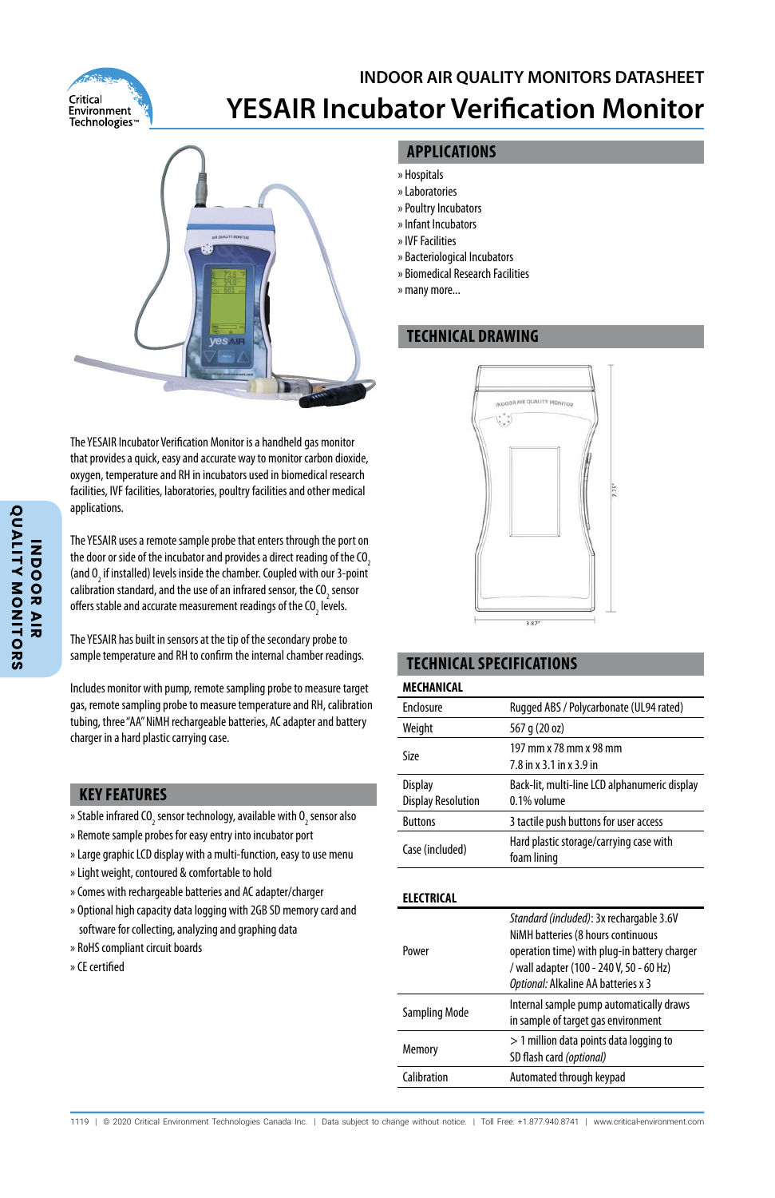INDOOR AIR QUALITY MONITORS DATASHEET

# YESAIR Incubator Verification Monitor

The YESAIR Incubator Verification Monitor is a handheld gas monitor that provides a quick, easy and accurate way to monitor carbon dioxide, oxygen, temperature and RH in incubators used in biomedical research facilities, IVF facilities, laboratories, poultry facilities and other medical applications.

The YESAIR uses a remote sample probe that enters through the port on the door or side of the incubator and provides a direct reading of the $CO_2$ (and $O_2$ if installed) levels inside the chamber. Coupled with our 3-point calibration standard, and the use of an infrared sensor, the $CO_2$ sensor offers stable and accurate measurement readings of the $CO_2$ levels.

The YESAIR has built in sensors at the tip of the secondary probe to sample temperature and RH to confirm the internal chamber readings.

Includes monitor with pump, remote sampling probe to measure target gas, remote sampling probe to measure temperature and RH, calibration tubing, three "AA" NiMH rechargeable batteries, AC adapter and battery charger in a hard plastic carrying case.

## KEY FEATURES

- Stable infrared $CO_2$ sensor technology, available with $O_2$ sensor also
- Remote sample probes for easy entry into incubator port
- Large graphic LCD display with a multi-function, easy to use menu
- Light weight, contoured & comfortable to hold
- Comes with rechargeable batteries and AC adapter/charger
- Optional high capacity data logging with 2GB SD memory card and software for collecting, analyzing and graphing data
- RoHS compliant circuit boards
- CE certified

## APPLICATIONS

- Hospitals
- Laboratories
- Poultry Incubators
- Infant Incubators
- IVF Facilities
- Bacteriological Incubators
- Biomedical Research Facilities
- many more...

## TECHNICAL DRAWING

INDOOR AIR QUALITY MONITOR

7.75"

3.87"

## TECHNICAL SPECIFICATIONS

### MECHANICAL

| | |
|---|---|
| Enclosure | Rugged ABS / Polycarbonate (UL94 rated) |
| Weight | 567 g (20 oz) |
| Size | 197 mm x 78 mm x 98 mm<br>7.8 in x 3.1 in x 3.9 in |
| Display<br>Display Resolution | Back-lit, multi-line LCD alphanumeric display<br>0.1% volume |
| Buttons | 3 tactile push buttons for user access |
| Case (included) | Hard plastic storage/carrying case with foam lining |

### ELECTRICAL

| | |
|---|---|
| Power | *Standard (included)*: 3x rechargable 3.6V NiMH batteries (8 hours continuous operation time) with plug-in battery charger / wall adapter (100 - 240 V, 50 - 60 Hz)<br>*Optional:* Alkaline AA batteries x 3 |
| Sampling Mode | Internal sample pump automatically draws in sample of target gas environment |
| Memory | > 1 million data points data logging to SD flash card *(optional)* |
| Calibration | Automated through keypad |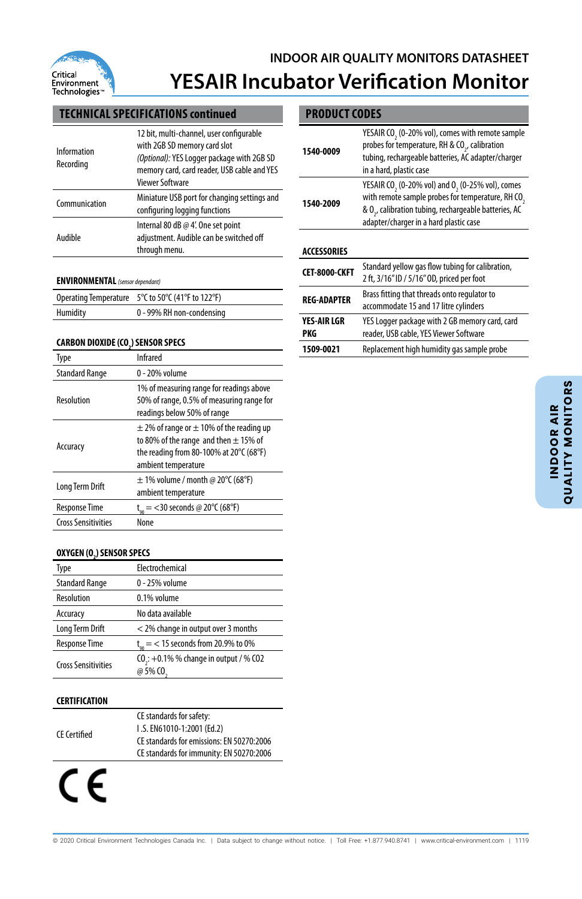# INDOOR AIR QUALITY MONITORS DATASHEET

# YESAIR Incubator Verification Monitor

## TECHNICAL SPECIFICATIONS continued

| | |
|---|---|
| Information Recording | 12 bit, multi-channel, user configurable with 2GB SD memory card slot *(Optional):* YES Logger package with 2GB SD memory card, card reader, USB cable and YES Viewer Software |
| Communication | Miniature USB port for changing settings and configuring logging functions |
| Audible | Internal 80 dB @ 4'. One set point adjustment. Audible can be switched off through menu. |

### ENVIRONMENTAL *(sensor dependant)*

| | |
|---|---|
| Operating Temperature | 5°C to 50°C (41°F to 122°F) |
| Humidity | 0 - 99% RH non-condensing |

### CARBON DIOXIDE ($CO_2$) SENSOR SPECS

| | |
|---|---|
| Type | Infrared |
| Standard Range | 0 - 20% volume |
| Resolution | 1% of measuring range for readings above 50% of range, 0.5% of measuring range for readings below 50% of range |
| Accuracy | ± 2% of range or ± 10% of the reading up to 80% of the range and then ± 15% of the reading from 80-100% at 20°C (68°F) ambient temperature |
| Long Term Drift | ± 1% volume / month @ 20°C (68°F) ambient temperature |
| Response Time | $t_{90}$ = <30 seconds @ 20°C (68°F) |
| Cross Sensitivities | None |

### OXYGEN ($O_2$) SENSOR SPECS

| | |
|---|---|
| Type | Electrochemical |
| Standard Range | 0 - 25% volume |
| Resolution | 0.1% volume |
| Accuracy | No data available |
| Long Term Drift | < 2% change in output over 3 months |
| Response Time | $t_{90}$ = < 15 seconds from 20.9% to 0% |
| Cross Sensitivities | $CO_2$: +0.1% % change in output / % CO2 @ 5% $CO_2$ |

### CERTIFICATION

| | |
|---|---|
| CE Certified | CE standards for safety: I .S. EN61010-1:2001 (Ed.2)<br>CE standards for emissions: EN 50270:2006<br>CE standards for immunity: EN 50270:2006 |

CE

## PRODUCT CODES

| | |
|---|---|
| **1540-0009** | YESAIR $CO_2$ (0-20% vol), comes with remote sample probes for temperature, RH & $CO_2$, calibration tubing, rechargeable batteries, AC adapter/charger in a hard, plastic case |
| **1540-2009** | YESAIR $CO_2$ (0-20% vol) and $O_2$ (0-25% vol), comes with remote sample probes for temperature, RH $CO_2$ & $O_2$, calibration tubing, rechargeable batteries, AC adapter/charger in a hard plastic case |

### ACCESSORIES

| | |
|---|---|
| **CET-8000-CKFT** | Standard yellow gas flow tubing for calibration, 2 ft, 3/16" ID / 5/16" OD, priced per foot |
| **REG-ADAPTER** | Brass fitting that threads onto regulator to accommodate 15 and 17 litre cylinders |
| **YES-AIR LGR PKG** | YES Logger package with 2 GB memory card, card reader, USB cable, YES Viewer Software |
| **1509-0021** | Replacement high humidity gas sample probe |

INDOOR AIR QUALITY MONITORS

© 2020 Critical Environment Technologies Canada Inc. | Data subject to change without notice. | Toll Free: +1.877.940.8741 | www.critical-environment.com | 1119